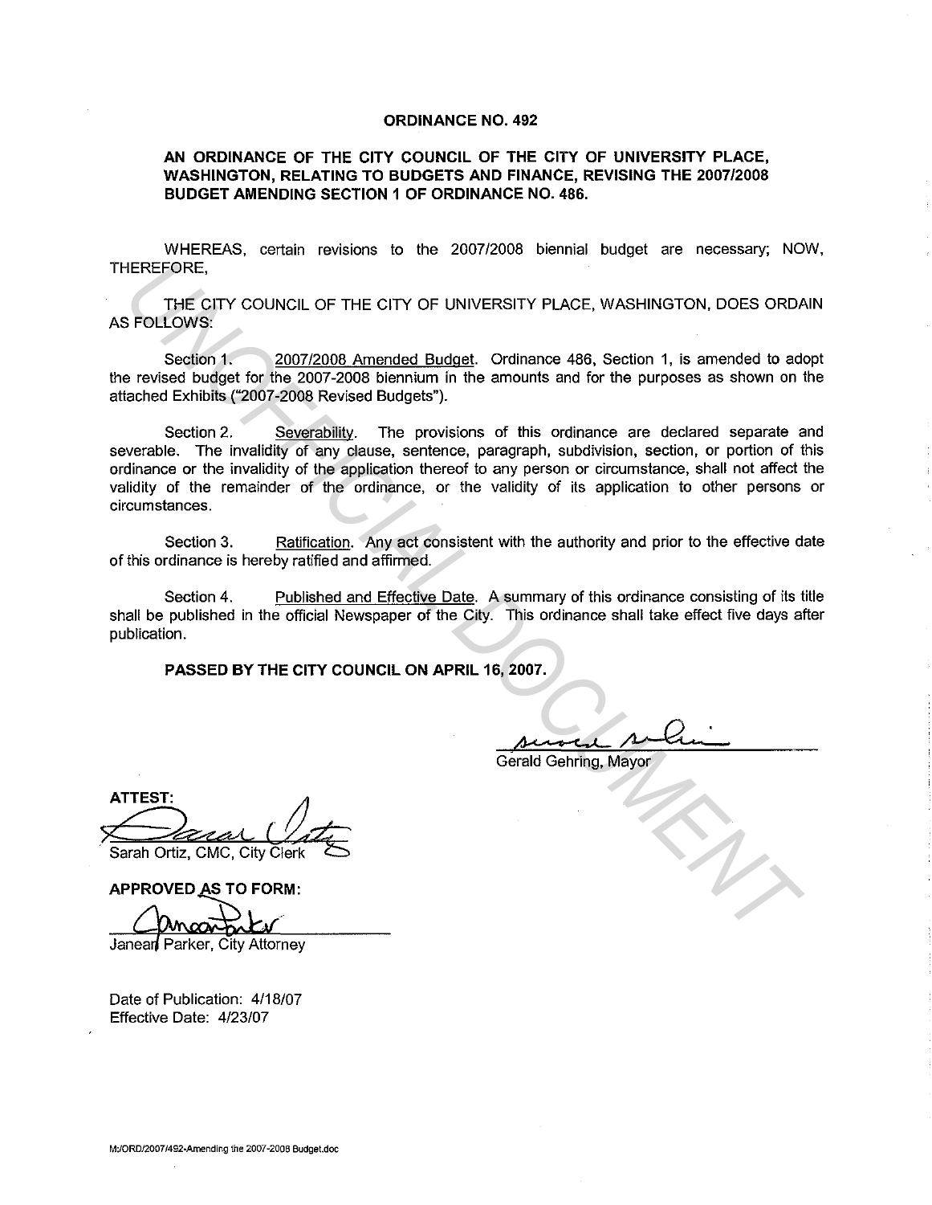**ORDINANCE NO. 492**

**AN ORDINANCE OF THE CITY COUNCIL OF THE CITY OF UNIVERSITY PLACE, WASHINGTON, RELATING TO BUDGETS AND FINANCE, REVISING THE 2007/2008 BUDGET AMENDING SECTION 1 OF ORDINANCE NO. 486.**

WHEREAS, certain revisions to the 2007/2008 biennial budget are necessary; NOW, THEREFORE,

THE CITY COUNCIL OF THE CITY OF UNIVERSITY PLACE, WASHINGTON, DOES ORDAIN AS FOLLOWS:

Section 1. 2007/2008 Amended Budget. Ordinance 486, Section 1, is amended to adopt the revised budget for the 2007-2008 biennium in the amounts and for the purposes as shown on the attached Exhibits ("2007-2008 Revised Budgets").

Section 2. Severability. The provisions of this ordinance are declared separate and severable. The invalidity of any clause, sentence, paragraph, subdivision, section, or portion of this ordinance or the invalidity of the application thereof to any person or circumstance, shall not affect the validity of the remainder of the ordinance, or the validity of its application to other persons or circumstances.

Section 3. Ratification. Any act consistent with the authority and prior to the effective date of this ordinance is hereby ratified and affirmed.

Section 4. Published and Effective Date. A summary of this ordinance consisting of its title shall be published in the official Newspaper of the City. This ordinance shall take effect five days after publication.

**PASSED BY THE CITY COUNCIL ON APRIL 16, 2007.**

Gerald Gehring, Mayor

**ATTEST:**

Sarah Ortiz, CMC, City Clerk

**APPROVED AS TO FORM:**

Janean Parker, City Attorney

Date of Publication: 4/18/07
Effective Date: 4/23/07

M:/ORD/2007/492-Amending the 2007-2008 Budget.doc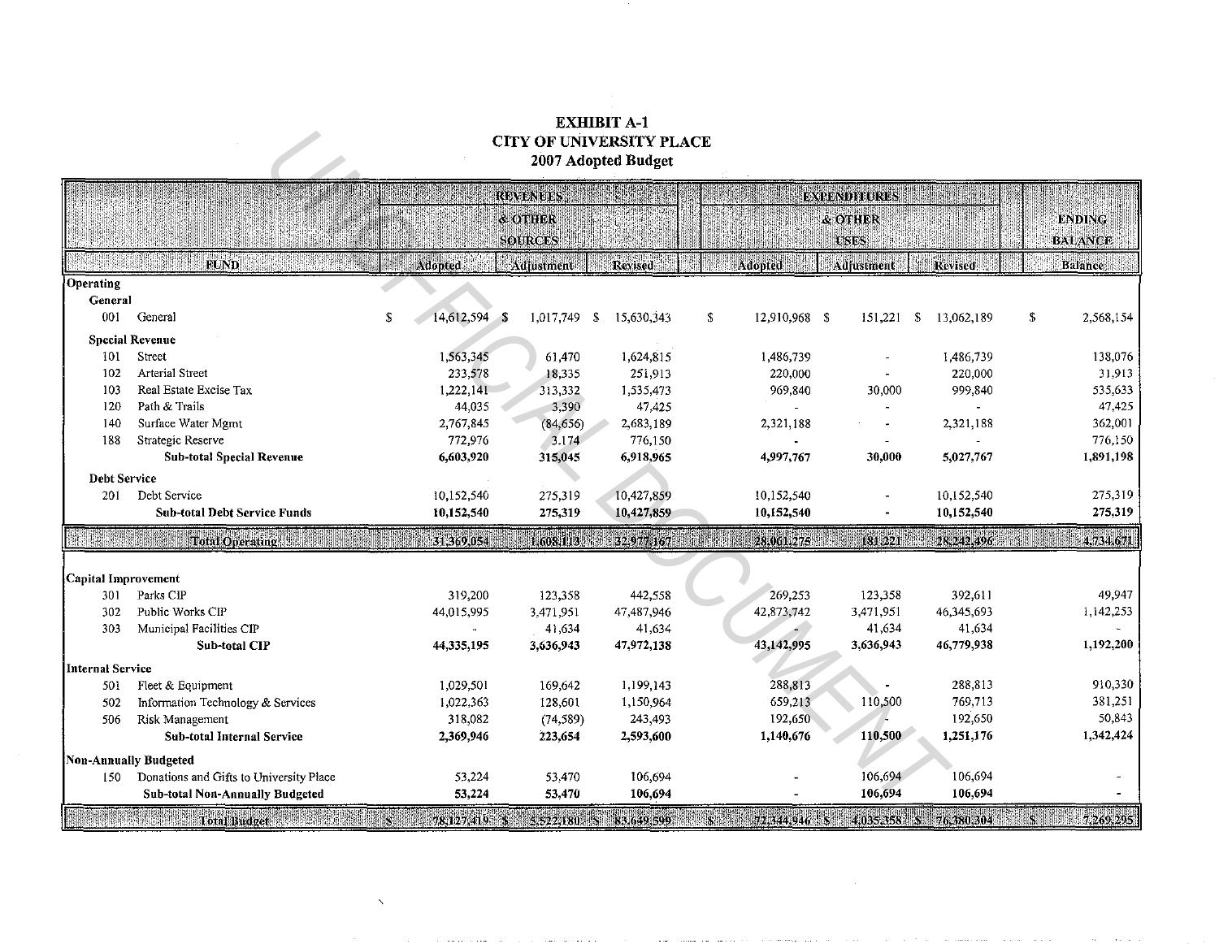# EXHIBIT A-1
## CITY OF UNIVERSITY PLACE
### 2007 Adopted Budget

| FUND | | REVENUES & OTHER SOURCES | | | EXPENDITURES & OTHER USES | | | ENDING BALANCE |
|---|---|---|---|---|---|---|---|---|
| | | Adopted | Adjustment | Revised | Adopted | Adjustment | Revised | Balance |
| **Operating** | | | | | | | | |
| **General** | | | | | | | | |
| 001 | General | $ 14,612,594 | $ 1,017,749 | $ 15,630,343 | $ 12,910,968 | $ 151,221 | $ 13,062,189 | $ 2,568,154 |
| **Special Revenue** | | | | | | | | |
| 101 | Street | 1,563,345 | 61,470 | 1,624,815 | 1,486,739 | - | 1,486,739 | 138,076 |
| 102 | Arterial Street | 233,578 | 18,335 | 251,913 | 220,000 | - | 220,000 | 31,913 |
| 103 | Real Estate Excise Tax | 1,222,141 | 313,332 | 1,535,473 | 969,840 | 30,000 | 999,840 | 535,633 |
| 120 | Path & Trails | 44,035 | 3,390 | 47,425 | - | - | - | 47,425 |
| 140 | Surface Water Mgmt | 2,767,845 | (84,656) | 2,683,189 | 2,321,188 | - | 2,321,188 | 362,001 |
| 188 | Strategic Reserve | 772,976 | 3,174 | 776,150 | - | - | - | 776,150 |
| | **Sub-total Special Revenue** | **6,603,920** | **315,045** | **6,918,965** | **4,997,767** | **30,000** | **5,027,767** | **1,891,198** |
| **Debt Service** | | | | | | | | |
| 201 | Debt Service | 10,152,540 | 275,319 | 10,427,859 | 10,152,540 | - | 10,152,540 | 275,319 |
| | **Sub-total Debt Service Funds** | **10,152,540** | **275,319** | **10,427,859** | **10,152,540** | **-** | **10,152,540** | **275,319** |
| | **Total Operating** | **31,369,054** | **1,608,113** | **32,977,167** | **28,061,275** | **181,221** | **28,242,496** | **4,734,671** |
| **Capital Improvement** | | | | | | | | |
| 301 | Parks CIP | 319,200 | 123,358 | 442,558 | 269,253 | 123,358 | 392,611 | 49,947 |
| 302 | Public Works CIP | 44,015,995 | 3,471,951 | 47,487,946 | 42,873,742 | 3,471,951 | 46,345,693 | 1,142,253 |
| 303 | Municipal Facilities CIP | - | 41,634 | 41,634 | - | 41,634 | 41,634 | - |
| | **Sub-total CIP** | **44,335,195** | **3,636,943** | **47,972,138** | **43,142,995** | **3,636,943** | **46,779,938** | **1,192,200** |
| **Internal Service** | | | | | | | | |
| 501 | Fleet & Equipment | 1,029,501 | 169,642 | 1,199,143 | 288,813 | - | 288,813 | 910,330 |
| 502 | Information Technology & Services | 1,022,363 | 128,601 | 1,150,964 | 659,213 | 110,500 | 769,713 | 381,251 |
| 506 | Risk Management | 318,082 | (74,589) | 243,493 | 192,650 | - | 192,650 | 50,843 |
| | **Sub-total Internal Service** | **2,369,946** | **223,654** | **2,593,600** | **1,140,676** | **110,500** | **1,251,176** | **1,342,424** |
| **Non-Annually Budgeted** | | | | | | | | |
| 150 | Donations and Gifts to University Place | 53,224 | 53,470 | 106,694 | - | 106,694 | 106,694 | - |
| | **Sub-total Non-Annually Budgeted** | **53,224** | **53,470** | **106,694** | **-** | **106,694** | **106,694** | **-** |
| | **Total Budget** | **$ 78,127,419** | **$ 5,522,180** | **$ 83,649,599** | **$ 72,344,946** | **$ 4,035,358** | **$ 76,380,304** | **$ 7,269,295** |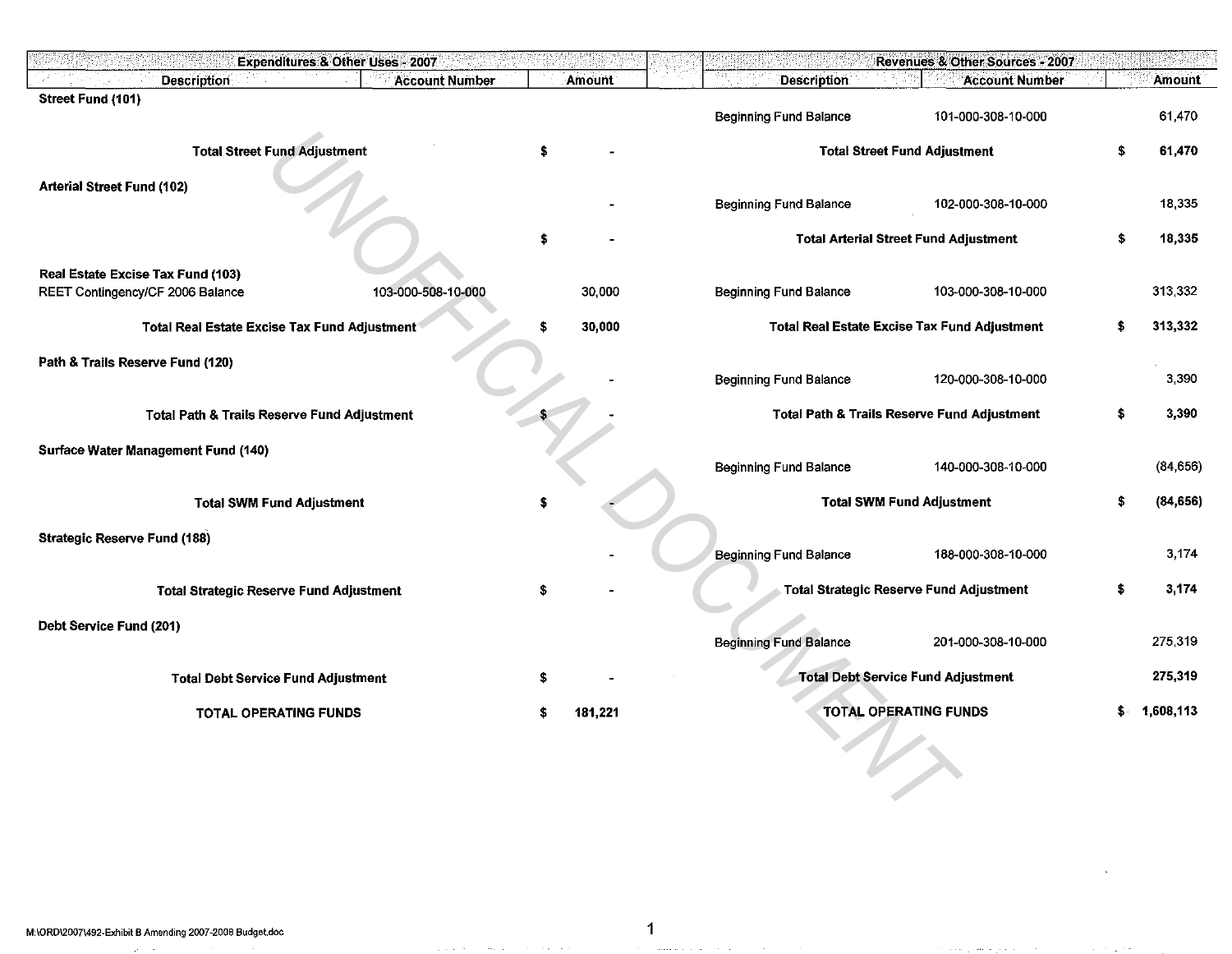| Expenditures & Other Uses - 2007 | | | | Revenues & Other Sources - 2007 | | |
|---|---|---|---|---|---|---|
| **Description** | **Account Number** | **Amount** | | **Description** | **Account Number** | **Amount** |
| **Street Fund (101)** | | | | | | |
| | | | | Beginning Fund Balance | 101-000-308-10-000 | 61,470 |
| **Total Street Fund Adjustment** | | $ - | | **Total Street Fund Adjustment** | | **$ 61,470** |
| **Arterial Street Fund (102)** | | | | | | |
| | | - | | Beginning Fund Balance | 102-000-308-10-000 | 18,335 |
| | | $ - | | **Total Arterial Street Fund Adjustment** | | **$ 18,335** |
| **Real Estate Excise Tax Fund (103)** | | | | | | |
| REET Contingency/CF 2006 Balance | 103-000-508-10-000 | 30,000 | | Beginning Fund Balance | 103-000-308-10-000 | 313,332 |
| **Total Real Estate Excise Tax Fund Adjustment** | | **$ 30,000** | | **Total Real Estate Excise Tax Fund Adjustment** | | **$ 313,332** |
| **Path & Trails Reserve Fund (120)** | | | | | | |
| | | - | | Beginning Fund Balance | 120-000-308-10-000 | 3,390 |
| **Total Path & Trails Reserve Fund Adjustment** | | $ - | | **Total Path & Trails Reserve Fund Adjustment** | | **$ 3,390** |
| **Surface Water Management Fund (140)** | | | | | | |
| | | | | Beginning Fund Balance | 140-000-308-10-000 | (84,656) |
| **Total SWM Fund Adjustment** | | $ - | | **Total SWM Fund Adjustment** | | **$ (84,656)** |
| **Strategic Reserve Fund (188)** | | | | | | |
| | | - | | Beginning Fund Balance | 188-000-308-10-000 | 3,174 |
| **Total Strategic Reserve Fund Adjustment** | | $ - | | **Total Strategic Reserve Fund Adjustment** | | **$ 3,174** |
| **Debt Service Fund (201)** | | | | | | |
| | | | | Beginning Fund Balance | 201-000-308-10-000 | 275,319 |
| **Total Debt Service Fund Adjustment** | | $ - | | **Total Debt Service Fund Adjustment** | | **275,319** |
| **TOTAL OPERATING FUNDS** | | **$ 181,221** | | **TOTAL OPERATING FUNDS** | | **$ 1,608,113** |

UNOFFICIAL DOCUMENT

M:\ORD\2007\492-Exhibit B Amending 2007-2008 Budget.doc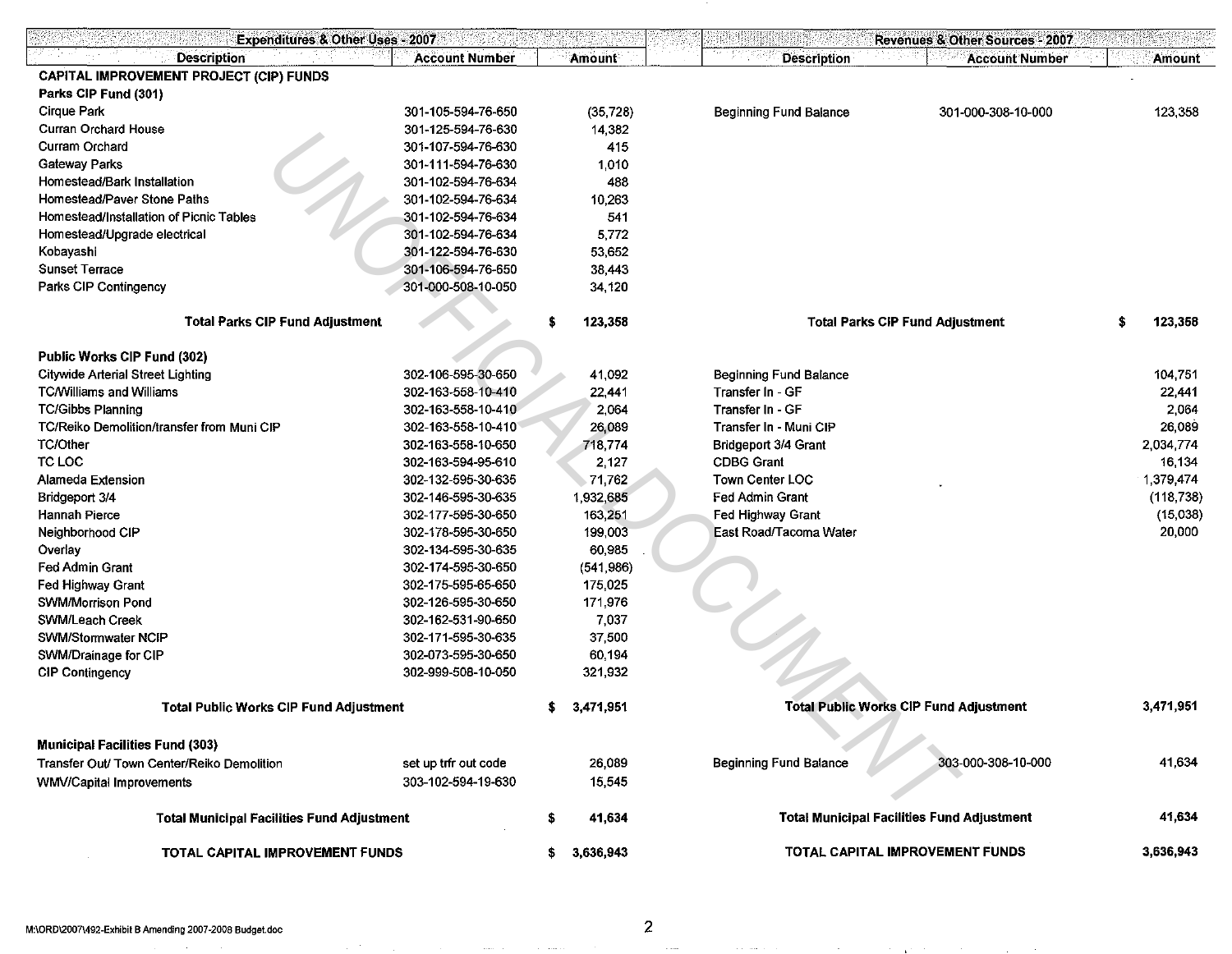| Expenditures & Other Uses - 2007 | | | Revenues & Other Sources - 2007 | | |
|---|---|---|---|---|---|
| **Description** | **Account Number** | **Amount** | **Description** | **Account Number** | **Amount** |
| **CAPITAL IMPROVEMENT PROJECT (CIP) FUNDS** | | | | | |
| **Parks CIP Fund (301)** | | | | | |
| Cirque Park | 301-105-594-76-650 | (35,728) | Beginning Fund Balance | 301-000-308-10-000 | 123,358 |
| Curran Orchard House | 301-125-594-76-630 | 14,382 | | | |
| Curram Orchard | 301-107-594-76-630 | 415 | | | |
| Gateway Parks | 301-111-594-76-630 | 1,010 | | | |
| Homestead/Bark Installation | 301-102-594-76-634 | 488 | | | |
| Homestead/Paver Stone Paths | 301-102-594-76-634 | 10,263 | | | |
| Homestead/Installation of Picnic Tables | 301-102-594-76-634 | 541 | | | |
| Homestead/Upgrade electrical | 301-102-594-76-634 | 5,772 | | | |
| Kobayashi | 301-122-594-76-630 | 53,652 | | | |
| Sunset Terrace | 301-106-594-76-650 | 38,443 | | | |
| Parks CIP Contingency | 301-000-508-10-050 | 34,120 | | | |
| **Total Parks CIP Fund Adjustment** | | **$ 123,358** | **Total Parks CIP Fund Adjustment** | | **$ 123,358** |
| **Public Works CIP Fund (302)** | | | | | |
| Citywide Arterial Street Lighting | 302-106-595-30-650 | 41,092 | Beginning Fund Balance | | 104,751 |
| TC/Williams and Williams | 302-163-558-10-410 | 22,441 | Transfer In - GF | | 22,441 |
| TC/Gibbs Planning | 302-163-558-10-410 | 2,064 | Transfer In - GF | | 2,064 |
| TC/Reiko Demolition/transfer from Muni CIP | 302-163-558-10-410 | 26,089 | Transfer In - Muni CIP | | 26,089 |
| TC/Other | 302-163-558-10-650 | 718,774 | Bridgeport 3/4 Grant | | 2,034,774 |
| TC LOC | 302-163-594-95-610 | 2,127 | CDBG Grant | | 16,134 |
| Alameda Extension | 302-132-595-30-635 | 71,762 | Town Center LOC | | 1,379,474 |
| Bridgeport 3/4 | 302-146-595-30-635 | 1,932,685 | Fed Admin Grant | | (118,738) |
| Hannah Pierce | 302-177-595-30-650 | 163,251 | Fed Highway Grant | | (15,038) |
| Neighborhood CIP | 302-178-595-30-650 | 199,003 | East Road/Tacoma Water | | 20,000 |
| Overlay | 302-134-595-30-635 | 60,985 | | | |
| Fed Admin Grant | 302-174-595-30-650 | (541,986) | | | |
| Fed Highway Grant | 302-175-595-65-650 | 175,025 | | | |
| SWM/Morrison Pond | 302-126-595-30-650 | 171,976 | | | |
| SWM/Leach Creek | 302-162-531-90-650 | 7,037 | | | |
| SWM/Stormwater NCIP | 302-171-595-30-635 | 37,500 | | | |
| SWM/Drainage for CIP | 302-073-595-30-650 | 60,194 | | | |
| CIP Contingency | 302-999-508-10-050 | 321,932 | | | |
| **Total Public Works CIP Fund Adjustment** | | **$ 3,471,951** | **Total Public Works CIP Fund Adjustment** | | **3,471,951** |
| **Municipal Facilities Fund (303)** | | | | | |
| Transfer Out/ Town Center/Reiko Demolition | set up trfr out code | 26,089 | Beginning Fund Balance | 303-000-308-10-000 | 41,634 |
| WMV/Capital Improvements | 303-102-594-19-630 | 15,545 | | | |
| **Total Municipal Facilities Fund Adjustment** | | **$ 41,634** | **Total Municipal Facilities Fund Adjustment** | | **41,634** |
| **TOTAL CAPITAL IMPROVEMENT FUNDS** | | **$ 3,636,943** | **TOTAL CAPITAL IMPROVEMENT FUNDS** | | **3,636,943** |

M:\ORD\2007\492-Exhibit B Amending 2007-2008 Budget.doc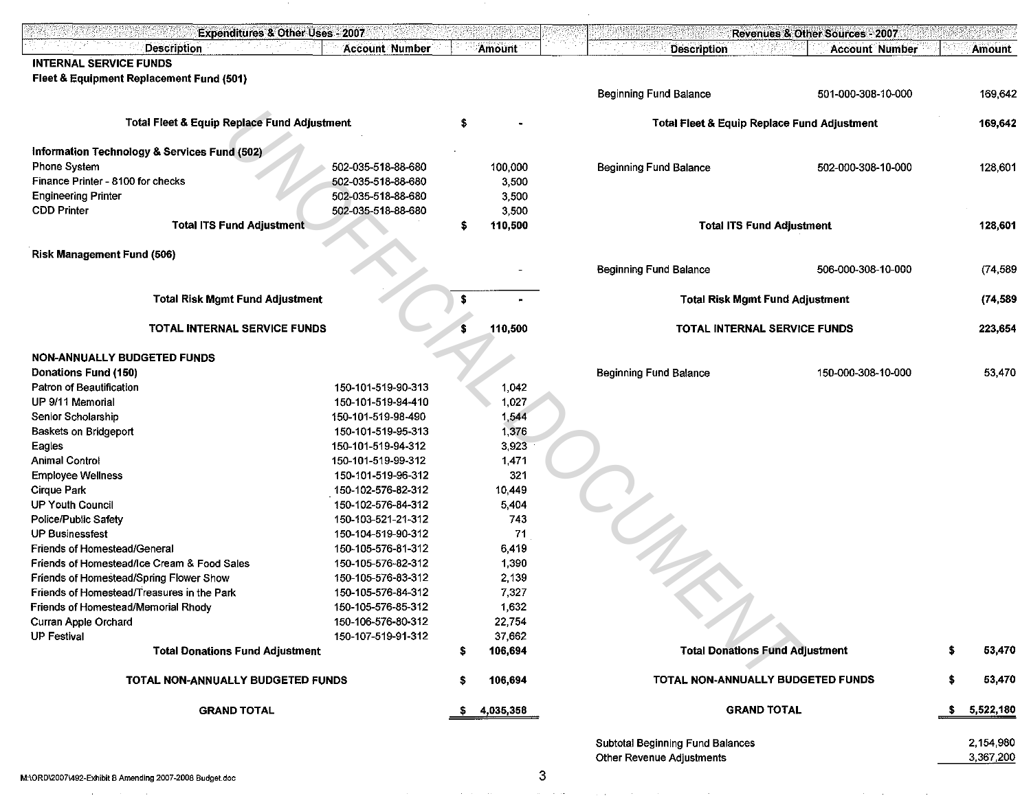| Expenditures & Other Uses - 2007 | | | Revenues & Other Sources - 2007 | | |
|---|---|---|---|---|---|
| Description | Account Number | Amount | Description | Account Number | Amount |
| **INTERNAL SERVICE FUNDS** | | | | | |
| **Fleet & Equipment Replacement Fund (501)** | | | | | |
| | | | Beginning Fund Balance | 501-000-308-10-000 | 169,642 |
| **Total Fleet & Equip Replace Fund Adjustment** | | $ - | **Total Fleet & Equip Replace Fund Adjustment** | | **169,642** |
| **Information Technology & Services Fund (502)** | | | | | |
| Phone System | 502-035-518-88-680 | 100,000 | Beginning Fund Balance | 502-000-308-10-000 | 128,601 |
| Finance Printer - 8100 for checks | 502-035-518-88-680 | 3,500 | | | |
| Engineering Printer | 502-035-518-88-680 | 3,500 | | | |
| CDD Printer | 502-035-518-88-680 | 3,500 | | | |
| **Total ITS Fund Adjustment** | | **$ 110,500** | **Total ITS Fund Adjustment** | | **128,601** |
| **Risk Management Fund (506)** | | | | | |
| | | - | Beginning Fund Balance | 506-000-308-10-000 | (74,589 |
| **Total Risk Mgmt Fund Adjustment** | | $ - | **Total Risk Mgmt Fund Adjustment** | | **(74,589** |
| **TOTAL INTERNAL SERVICE FUNDS** | | **$ 110,500** | **TOTAL INTERNAL SERVICE FUNDS** | | **223,654** |
| **NON-ANNUALLY BUDGETED FUNDS** | | | | | |
| **Donations Fund (150)** | | | Beginning Fund Balance | 150-000-308-10-000 | 53,470 |
| Patron of Beautification | 150-101-519-90-313 | 1,042 | | | |
| UP 9/11 Memorial | 150-101-519-94-410 | 1,027 | | | |
| Senior Scholarship | 150-101-519-98-490 | 1,544 | | | |
| Baskets on Bridgeport | 150-101-519-95-313 | 1,376 | | | |
| Eagles | 150-101-519-94-312 | 3,923 | | | |
| Animal Control | 150-101-519-99-312 | 1,471 | | | |
| Employee Wellness | 150-101-519-96-312 | 321 | | | |
| Cirque Park | 150-102-576-82-312 | 10,449 | | | |
| UP Youth Council | 150-102-576-84-312 | 5,404 | | | |
| Police/Public Safety | 150-103-521-21-312 | 743 | | | |
| UP Businessfest | 150-104-519-90-312 | 71 | | | |
| Friends of Homestead/General | 150-105-576-81-312 | 6,419 | | | |
| Friends of Homestead/Ice Cream & Food Sales | 150-105-576-82-312 | 1,390 | | | |
| Friends of Homestead/Spring Flower Show | 150-105-576-83-312 | 2,139 | | | |
| Friends of Homestead/Treasures in the Park | 150-105-576-84-312 | 7,327 | | | |
| Friends of Homestead/Memorial Rhody | 150-105-576-85-312 | 1,632 | | | |
| Curran Apple Orchard | 150-106-576-80-312 | 22,754 | | | |
| UP Festival | 150-107-519-91-312 | 37,662 | | | |
| **Total Donations Fund Adjustment** | | **$ 106,694** | **Total Donations Fund Adjustment** | | **$ 53,470** |
| **TOTAL NON-ANNUALLY BUDGETED FUNDS** | | **$ 106,694** | **TOTAL NON-ANNUALLY BUDGETED FUNDS** | | **$ 53,470** |
| **GRAND TOTAL** | | **$ 4,035,358** | **GRAND TOTAL** | | **$ 5,522,180** |
| | | | Subtotal Beginning Fund Balances | | 2,154,980 |
| | | | Other Revenue Adjustments | | 3,367,200 |

M:\ORD\2007\492-Exhibit B Amending 2007-2008 Budget.doc